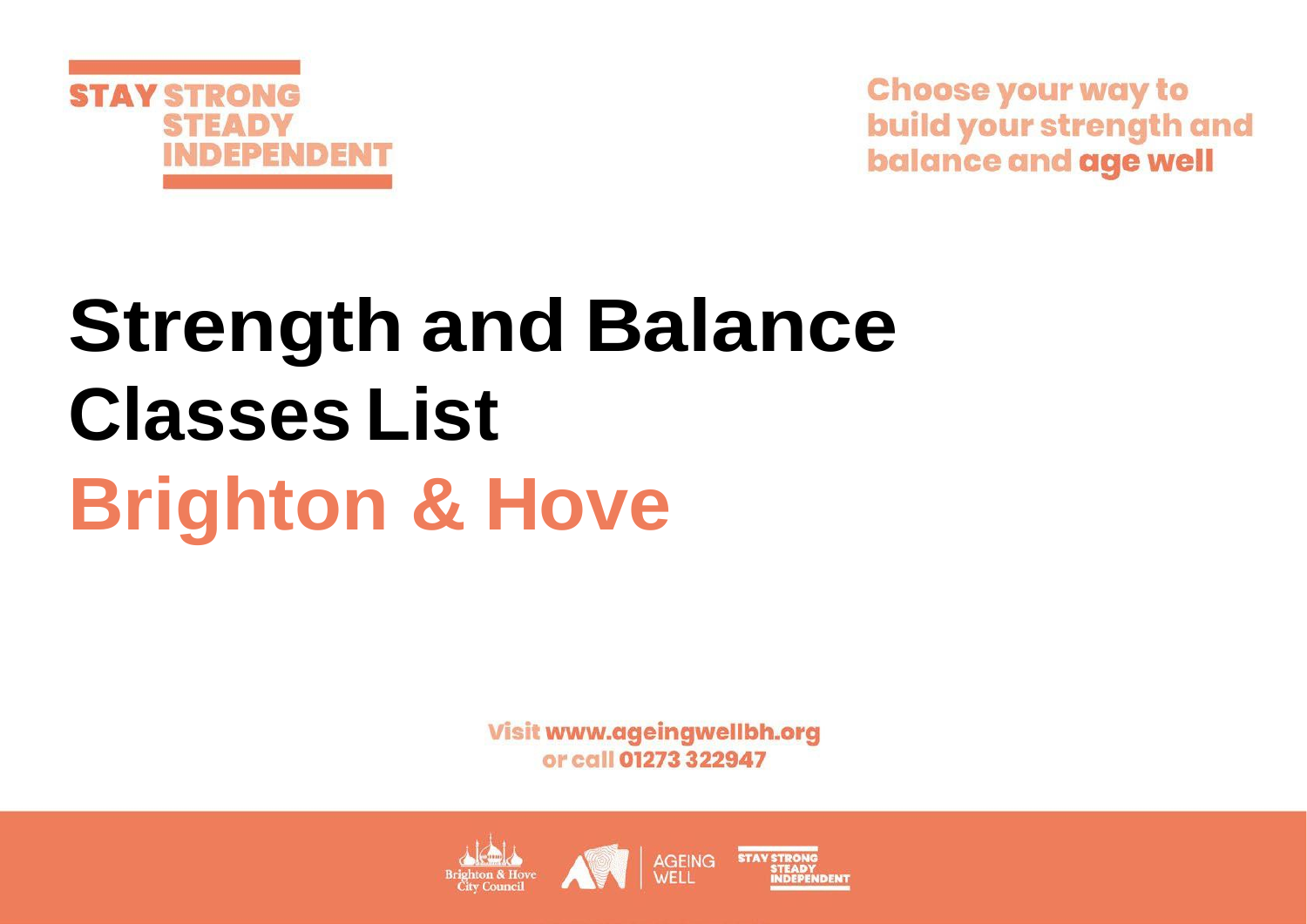STAY STRONG
STEADY
INDEPENDENT

Choose your way to build your strength and balance and **age well**

# Strength and Balance Classes List

# Brighton & Hove

Visit **www.ageingwellbh.org**
or call **01273 322947**

Brighton & Hove City Council

AGEING WELL

STAY STRONG STEADY INDEPENDENT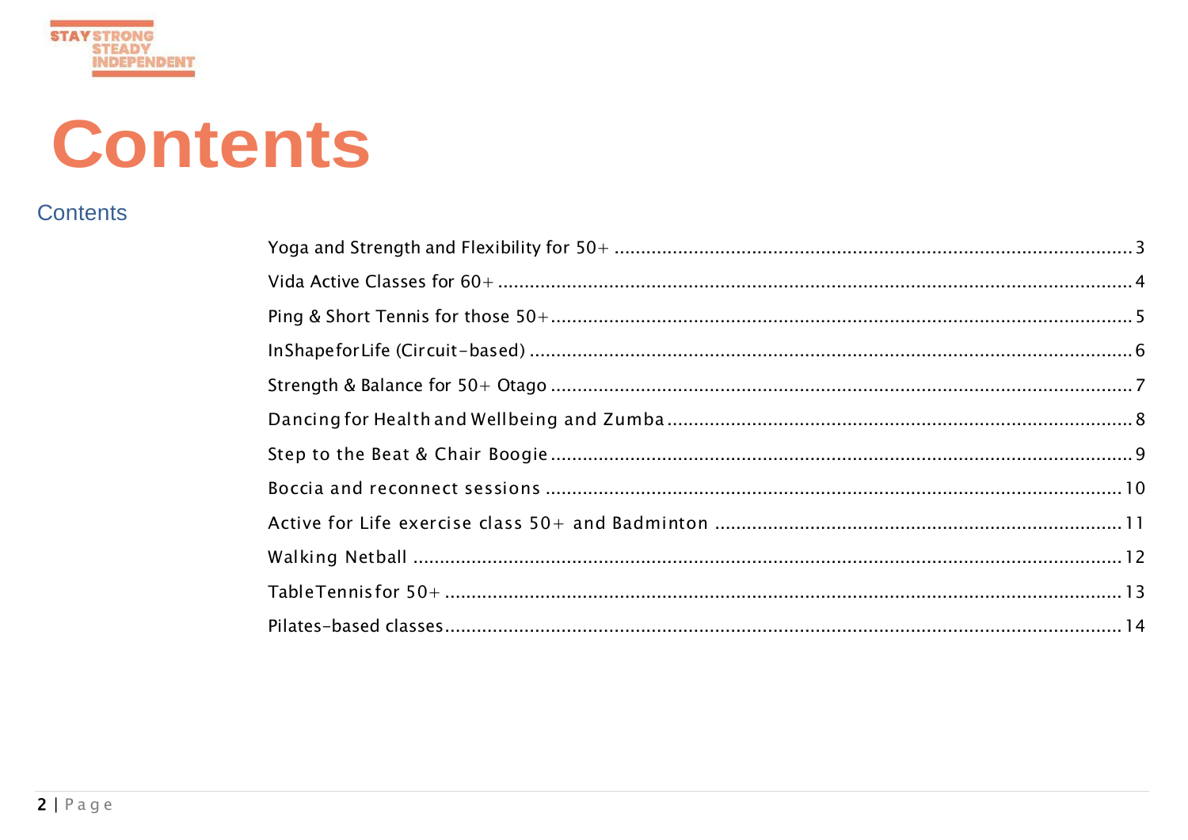# Contents

## Contents

- Yoga and Strength and Flexibility for 50+ ........ 3
- Vida Active Classes for 60+ ........ 4
- Ping & Short Tennis for those 50+ ........ 5
- InShapeforLife (Circuit-based) ........ 6
- Strength & Balance for 50+ Otago ........ 7
- Dancing for Health and Wellbeing and Zumba ........ 8
- Step to the Beat & Chair Boogie ........ 9
- Boccia and reconnect sessions ........ 10
- Active for Life exercise class 50+ and Badminton ........ 11
- Walking Netball ........ 12
- TableTennis for 50+ ........ 13
- Pilates-based classes ........ 14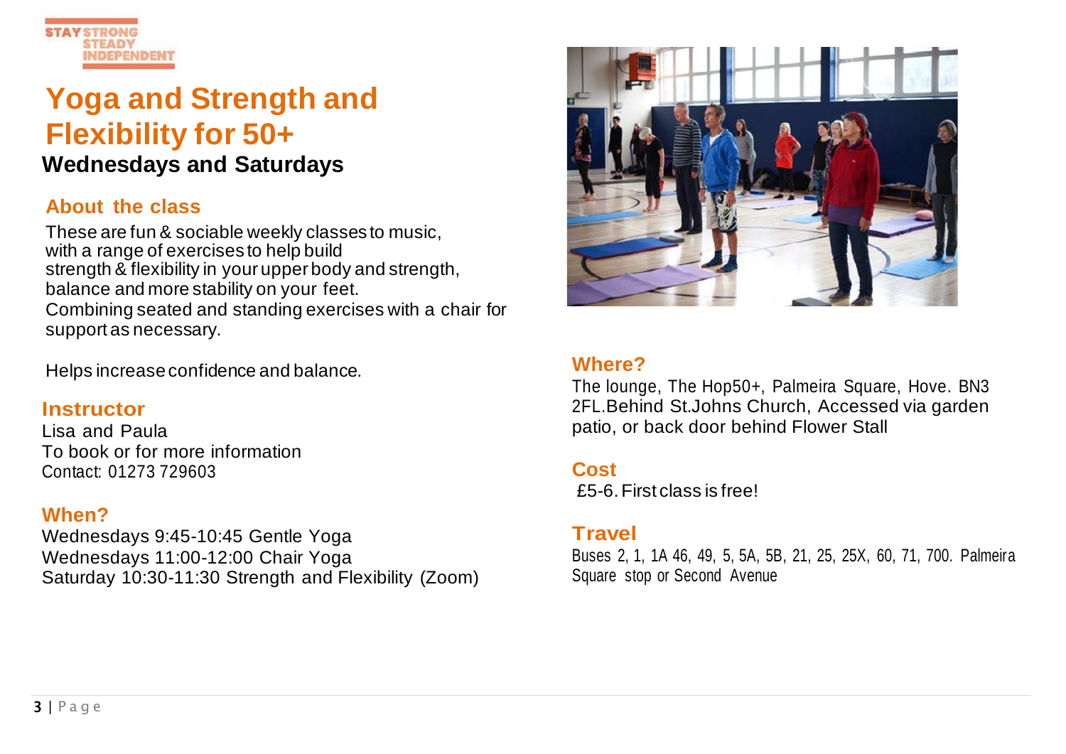STAY STRONG STEADY INDEPENDENT

# Yoga and Strength and Flexibility for 50+

**Wednesdays and Saturdays**

## About the class

These are fun & sociable weekly classes to music, with a range of exercises to help build strength & flexibility in your upper body and strength, balance and more stability on your feet.
Combining seated and standing exercises with a chair for support as necessary.

Helps increase confidence and balance.

## Instructor

Lisa and Paula
To book or for more information
Contact: 01273 729603

## When?

Wednesdays 9:45-10:45 Gentle Yoga
Wednesdays 11:00-12:00 Chair Yoga
Saturday 10:30-11:30 Strength and Flexibility (Zoom)

## Where?

The lounge, The Hop50+, Palmeira Square, Hove. BN3 2FL.Behind St.Johns Church, Accessed via garden patio, or back door behind Flower Stall

## Cost

£5-6. First class is free!

## Travel

Buses 2, 1, 1A 46, 49, 5, 5A, 5B, 21, 25, 25X, 60, 71, 700. Palmeira Square stop or Second Avenue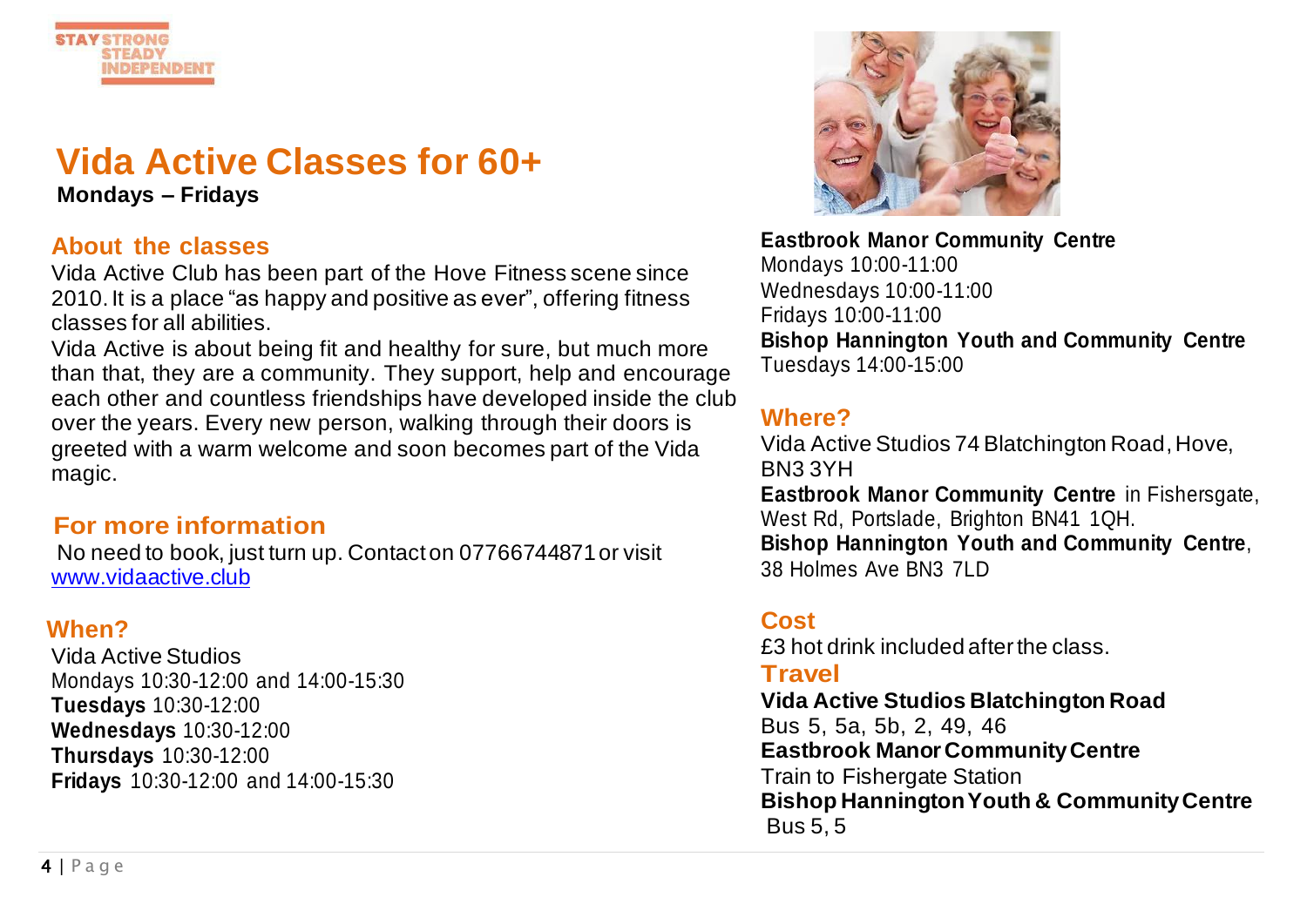# Vida Active Classes for 60+

**Mondays – Fridays**

## About the classes

Vida Active Club has been part of the Hove Fitness scene since 2010. It is a place "as happy and positive as ever", offering fitness classes for all abilities.

Vida Active is about being fit and healthy for sure, but much more than that, they are a community. They support, help and encourage each other and countless friendships have developed inside the club over the years. Every new person, walking through their doors is greeted with a warm welcome and soon becomes part of the Vida magic.

## For more information

No need to book, just turn up. Contact on 07766744871 or visit www.vidaactive.club

## When?

Vida Active Studios
Mondays 10:30-12:00 and 14:00-15:30
**Tuesdays** 10:30-12:00
**Wednesdays** 10:30-12:00
**Thursdays** 10:30-12:00
**Fridays** 10:30-12:00 and 14:00-15:30

**Eastbrook Manor Community Centre**
Mondays 10:00-11:00
Wednesdays 10:00-11:00
Fridays 10:00-11:00

**Bishop Hannington Youth and Community Centre**
Tuesdays 14:00-15:00

## Where?

Vida Active Studios 74 Blatchington Road, Hove, BN3 3YH
**Eastbrook Manor Community Centre** in Fishersgate, West Rd, Portslade, Brighton BN41 1QH.
**Bishop Hannington Youth and Community Centre**, 38 Holmes Ave BN3 7LD

## Cost

£3 hot drink included after the class.

## Travel

**Vida Active Studios Blatchington Road**
Bus 5, 5a, 5b, 2, 49, 46
**Eastbrook Manor Community Centre**
Train to Fishergate Station
**Bishop Hannington Youth & Community Centre**
Bus 5, 5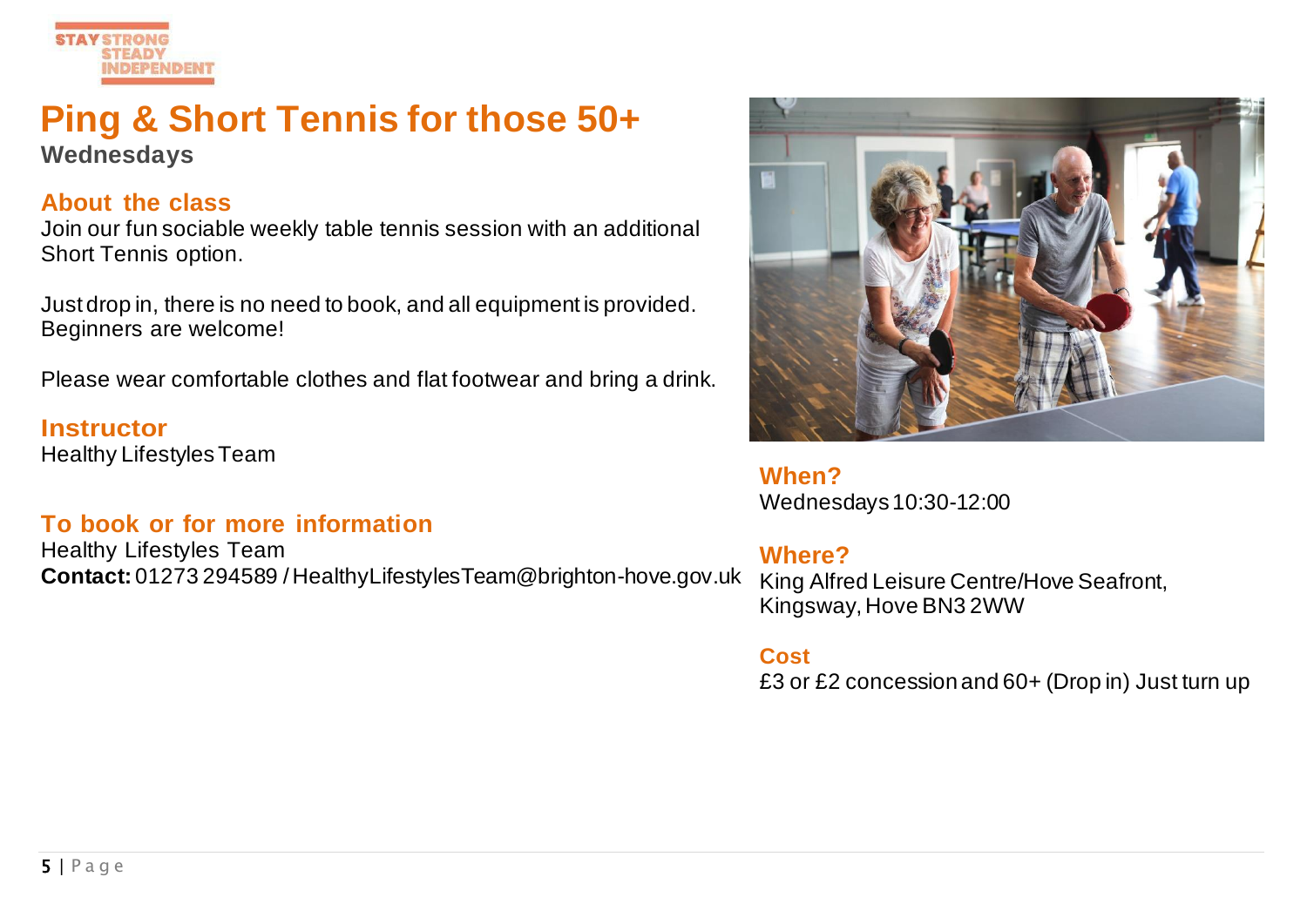# Ping & Short Tennis for those 50+

**Wednesdays**

## About the class

Join our fun sociable weekly table tennis session with an additional Short Tennis option.

Just drop in, there is no need to book, and all equipment is provided. Beginners are welcome!

Please wear comfortable clothes and flat footwear and bring a drink.

## Instructor

Healthy Lifestyles Team

## To book or for more information

Healthy Lifestyles Team
**Contact:** 01273 294589 / HealthyLifestylesTeam@brighton-hove.gov.uk

## When?

Wednesdays 10:30-12:00

## Where?

King Alfred Leisure Centre/Hove Seafront, Kingsway, Hove BN3 2WW

## Cost

£3 or £2 concession and 60+ (Drop in) Just turn up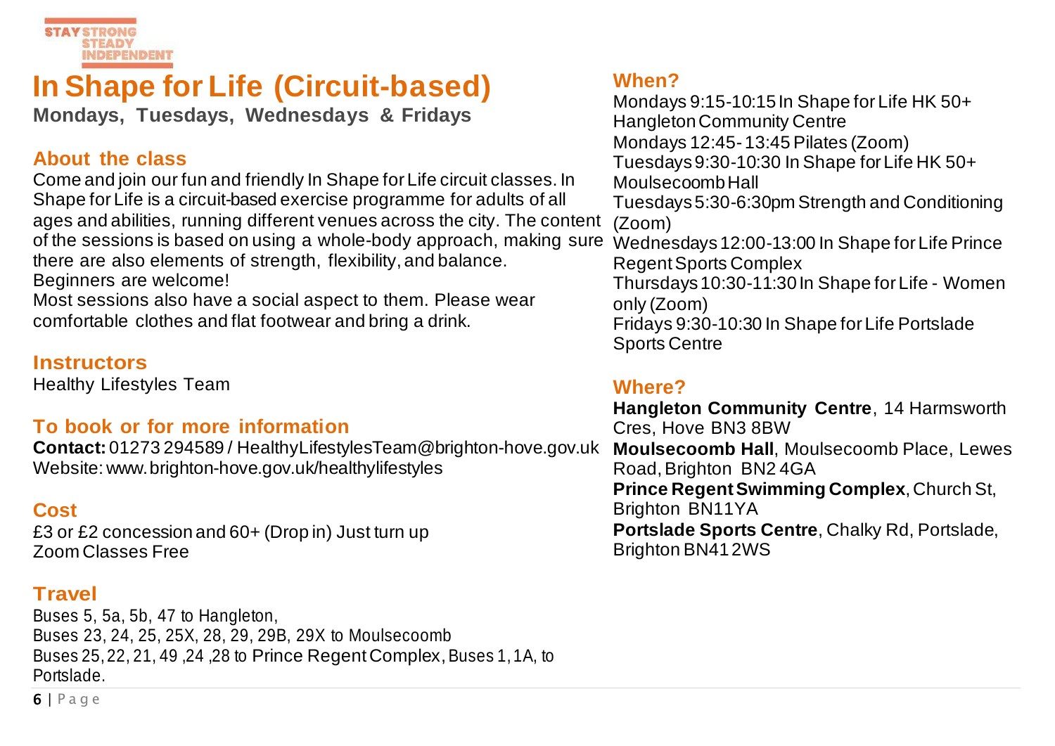STAY STRONG STEADY INDEPENDENT

# In Shape for Life (Circuit-based)

**Mondays, Tuesdays, Wednesdays & Fridays**

## About the class

Come and join our fun and friendly In Shape for Life circuit classes. In Shape for Life is a circuit-based exercise programme for adults of all ages and abilities, running different venues across the city. The content of the sessions is based on using a whole-body approach, making sure there are also elements of strength, flexibility, and balance. Beginners are welcome!

Most sessions also have a social aspect to them. Please wear comfortable clothes and flat footwear and bring a drink.

## Instructors

Healthy Lifestyles Team

## To book or for more information

**Contact:** 01273 294589 / HealthyLifestylesTeam@brighton-hove.gov.uk
Website: www.brighton-hove.gov.uk/healthylifestyles

## Cost

£3 or £2 concession and 60+ (Drop in) Just turn up
Zoom Classes Free

## Travel

Buses 5, 5a, 5b, 47 to Hangleton,
Buses 23, 24, 25, 25X, 28, 29, 29B, 29X to Moulsecoomb
Buses 25, 22, 21, 49 ,24 ,28 to Prince Regent Complex, Buses 1, 1A, to Portslade.

## When?

Mondays 9:15-10:15 In Shape for Life HK 50+ Hangleton Community Centre
Mondays 12:45-13:45 Pilates (Zoom)
Tuesdays 9:30-10:30 In Shape for Life HK 50+ Moulsecoomb Hall
Tuesdays 5:30-6:30pm Strength and Conditioning (Zoom)
Wednesdays 12:00-13:00 In Shape for Life Prince Regent Sports Complex
Thursdays 10:30-11:30 In Shape for Life - Women only (Zoom)
Fridays 9:30-10:30 In Shape for Life Portslade Sports Centre

## Where?

**Hangleton Community Centre**, 14 Harmsworth Cres, Hove BN3 8BW
**Moulsecoomb Hall**, Moulsecoomb Place, Lewes Road, Brighton BN2 4GA
**Prince Regent Swimming Complex**, Church St, Brighton BN11YA
**Portslade Sports Centre**, Chalky Rd, Portslade, Brighton BN41 2WS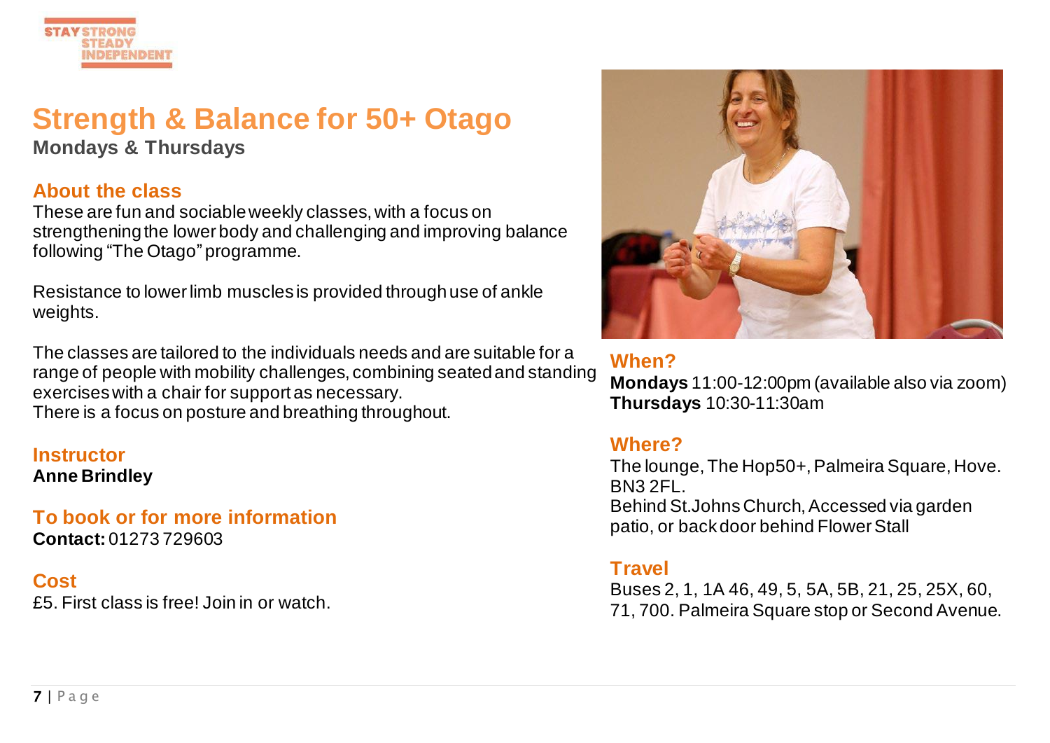# Strength & Balance for 50+ Otago

**Mondays & Thursdays**

## About the class

These are fun and sociable weekly classes, with a focus on strengthening the lower body and challenging and improving balance following "The Otago" programme.

Resistance to lower limb muscles is provided through use of ankle weights.

The classes are tailored to the individuals needs and are suitable for a range of people with mobility challenges, combining seated and standing exercises with a chair for support as necessary.
There is a focus on posture and breathing throughout.

## Instructor

**Anne Brindley**

## To book or for more information

**Contact:** 01273 729603

## Cost

£5. First class is free! Join in or watch.

## When?

**Mondays** 11:00-12:00pm (available also via zoom)
**Thursdays** 10:30-11:30am

## Where?

The lounge, The Hop50+, Palmeira Square, Hove. BN3 2FL.
Behind St.Johns Church, Accessed via garden patio, or back door behind Flower Stall

## Travel

Buses 2, 1, 1A 46, 49, 5, 5A, 5B, 21, 25, 25X, 60, 71, 700. Palmeira Square stop or Second Avenue.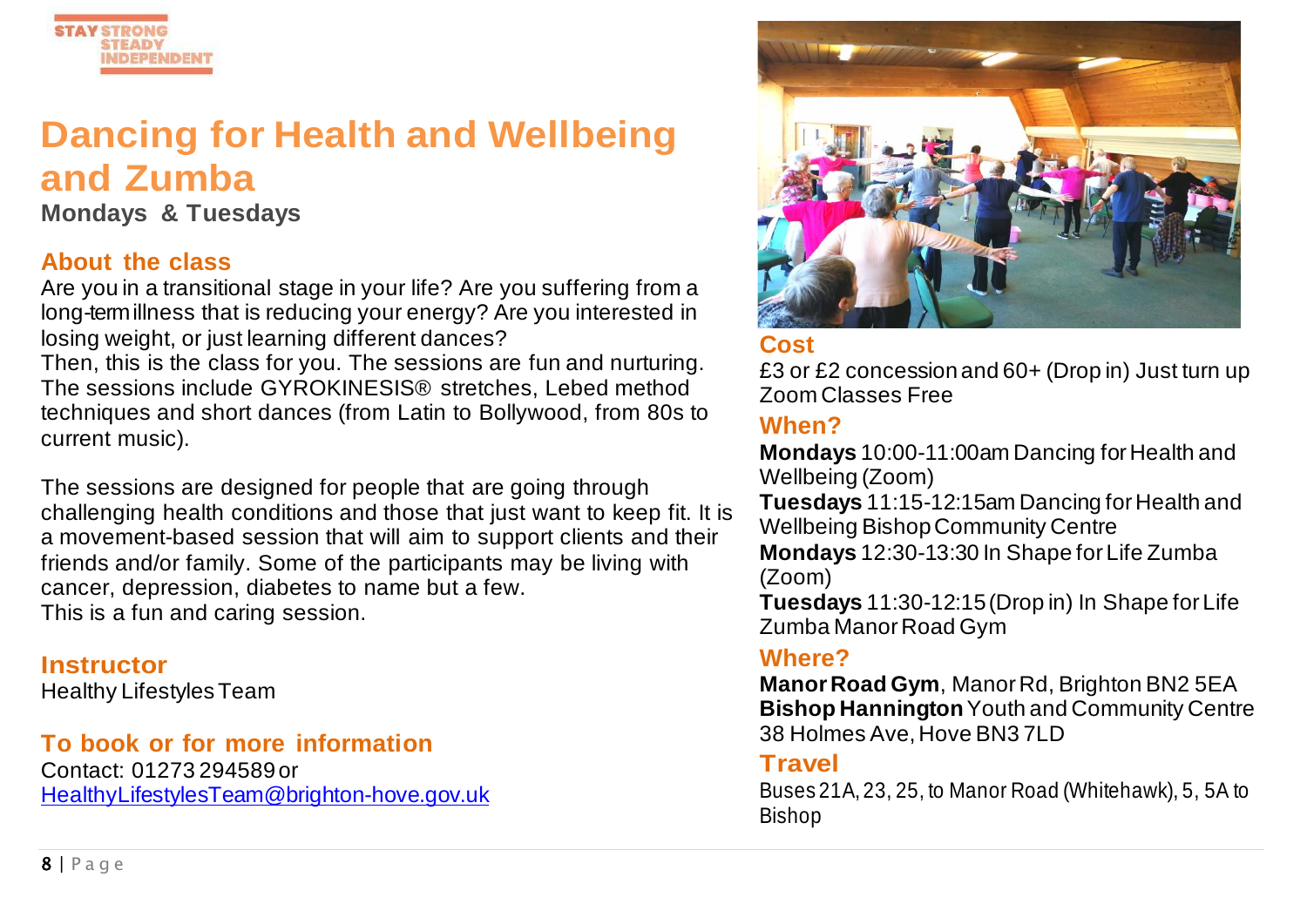STAY STRONG STEADY INDEPENDENT

# Dancing for Health and Wellbeing and Zumba

**Mondays & Tuesdays**

## About the class

Are you in a transitional stage in your life? Are you suffering from a long-term illness that is reducing your energy? Are you interested in losing weight, or just learning different dances?
Then, this is the class for you. The sessions are fun and nurturing. The sessions include GYROKINESIS® stretches, Lebed method techniques and short dances (from Latin to Bollywood, from 80s to current music).

The sessions are designed for people that are going through challenging health conditions and those that just want to keep fit. It is a movement-based session that will aim to support clients and their friends and/or family. Some of the participants may be living with cancer, depression, diabetes to name but a few.
This is a fun and caring session.

## Instructor

Healthy Lifestyles Team

## To book or for more information

Contact: 01273 294589 or
HealthyLifestylesTeam@brighton-hove.gov.uk

## Cost

£3 or £2 concession and 60+ (Drop in) Just turn up
Zoom Classes Free

## When?

**Mondays** 10:00-11:00am Dancing for Health and Wellbeing (Zoom)
**Tuesdays** 11:15-12:15am Dancing for Health and Wellbeing Bishop Community Centre
**Mondays** 12:30-13:30 In Shape for Life Zumba (Zoom)
**Tuesdays** 11:30-12:15 (Drop in) In Shape for Life Zumba Manor Road Gym

## Where?

**Manor Road Gym**, Manor Rd, Brighton BN2 5EA
**Bishop Hannington** Youth and Community Centre 38 Holmes Ave, Hove BN3 7LD

## Travel

Buses 21A, 23, 25, to Manor Road (Whitehawk), 5, 5A to Bishop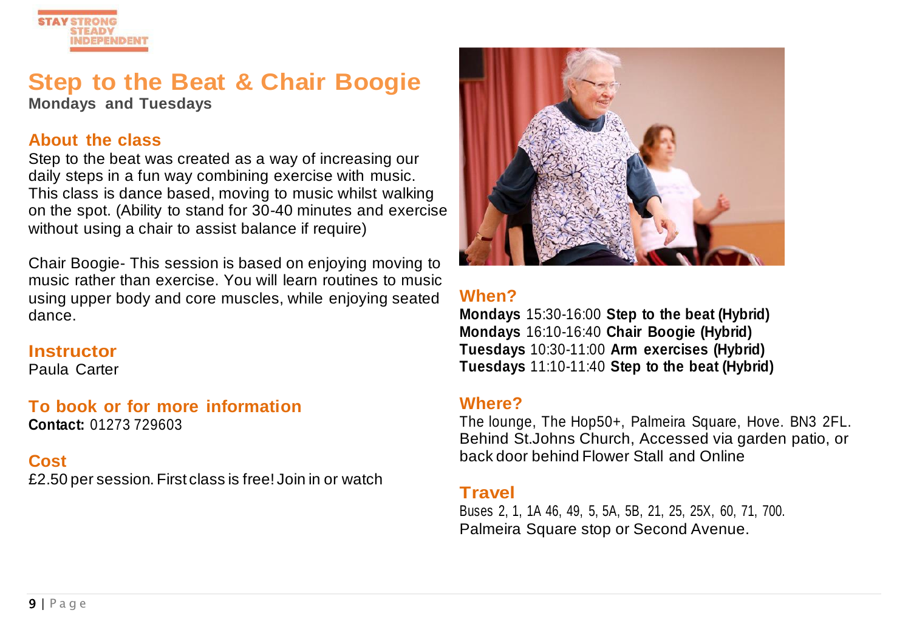STAY STRONG STEADY INDEPENDENT

# Step to the Beat & Chair Boogie

**Mondays and Tuesdays**

## About the class

Step to the beat was created as a way of increasing our daily steps in a fun way combining exercise with music. This class is dance based, moving to music whilst walking on the spot. (Ability to stand for 30-40 minutes and exercise without using a chair to assist balance if require)

Chair Boogie- This session is based on enjoying moving to music rather than exercise. You will learn routines to music using upper body and core muscles, while enjoying seated dance.

## Instructor

Paula Carter

## To book or for more information

**Contact:** 01273 729603

## Cost

£2.50 per session. First class is free! Join in or watch

## When?

**Mondays** 15:30-16:00 **Step to the beat (Hybrid)**
**Mondays** 16:10-16:40 **Chair Boogie (Hybrid)**
**Tuesdays** 10:30-11:00 **Arm exercises (Hybrid)**
**Tuesdays** 11:10-11:40 **Step to the beat (Hybrid)**

## Where?

The lounge, The Hop50+, Palmeira Square, Hove. BN3 2FL. Behind St.Johns Church, Accessed via garden patio, or back door behind Flower Stall and Online

## Travel

Buses 2, 1, 1A 46, 49, 5, 5A, 5B, 21, 25, 25X, 60, 71, 700.
Palmeira Square stop or Second Avenue.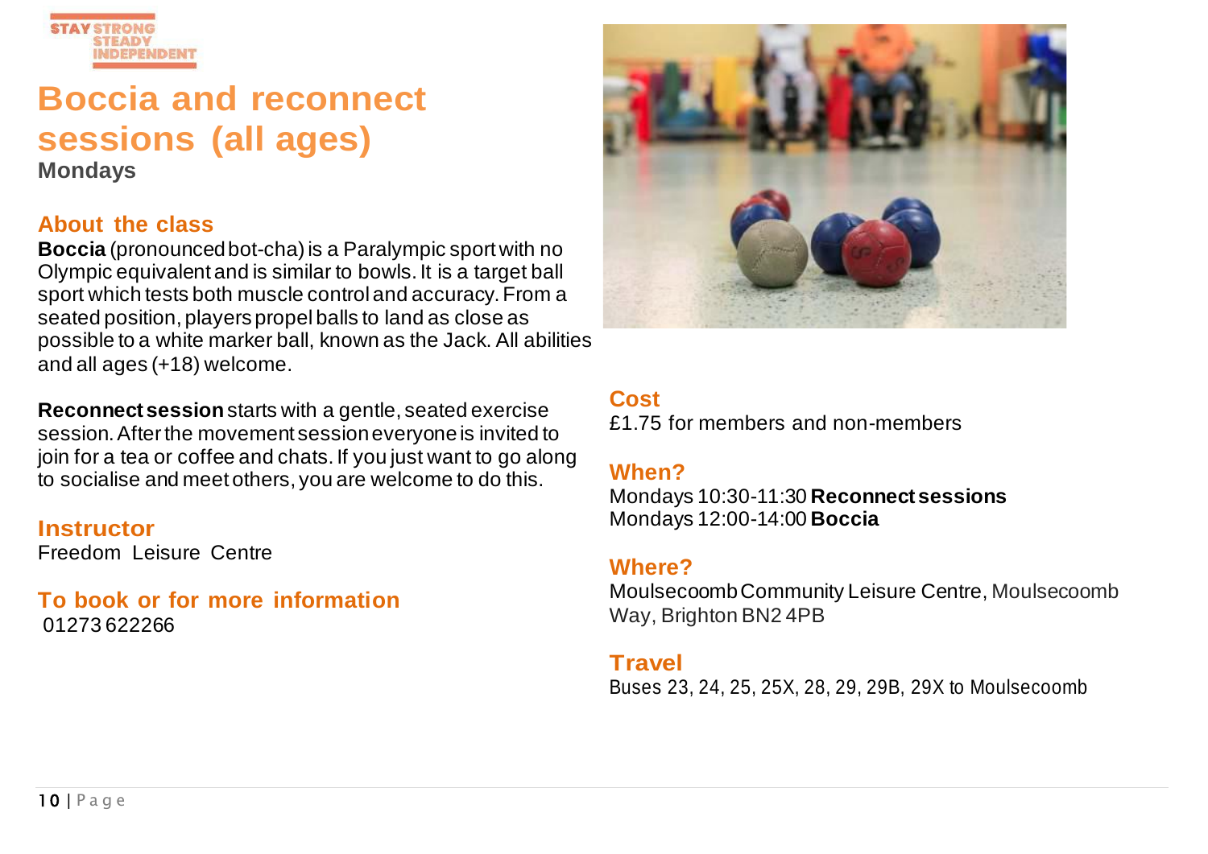# Boccia and reconnect sessions (all ages)

**Mondays**

## About the class

**Boccia** (pronounced bot-cha) is a Paralympic sport with no Olympic equivalent and is similar to bowls. It is a target ball sport which tests both muscle control and accuracy. From a seated position, players propel balls to land as close as possible to a white marker ball, known as the Jack. All abilities and all ages (+18) welcome.

**Reconnect session** starts with a gentle, seated exercise session. After the movement session everyone is invited to join for a tea or coffee and chats. If you just want to go along to socialise and meet others, you are welcome to do this.

## Instructor

Freedom Leisure Centre

## To book or for more information

01273 622266

## Cost

£1.75 for members and non-members

## When?

Mondays 10:30-11:30 **Reconnect sessions**
Mondays 12:00-14:00 **Boccia**

## Where?

Moulsecoomb Community Leisure Centre, Moulsecoomb Way, Brighton BN2 4PB

## Travel

Buses 23, 24, 25, 25X, 28, 29, 29B, 29X to Moulsecoomb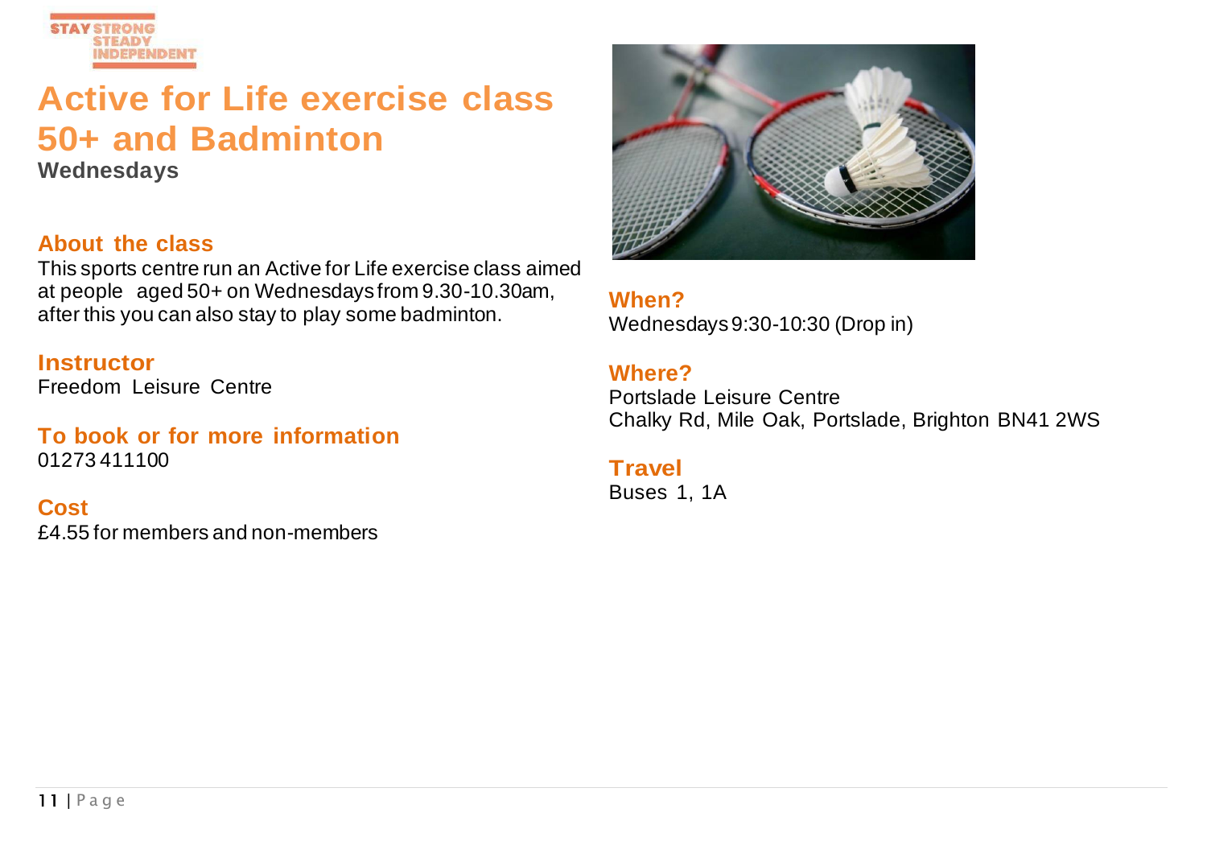STAY STRONG
STEADY
INDEPENDENT

# Active for Life exercise class 50+ and Badminton

**Wednesdays**

## About the class

This sports centre run an Active for Life exercise class aimed at people aged 50+ on Wednesdays from 9.30-10.30am, after this you can also stay to play some badminton.

## Instructor

Freedom Leisure Centre

## To book or for more information

01273 411100

## Cost

£4.55 for members and non-members

## When?

Wednesdays 9:30-10:30 (Drop in)

## Where?

Portslade Leisure Centre
Chalky Rd, Mile Oak, Portslade, Brighton BN41 2WS

## Travel

Buses 1, 1A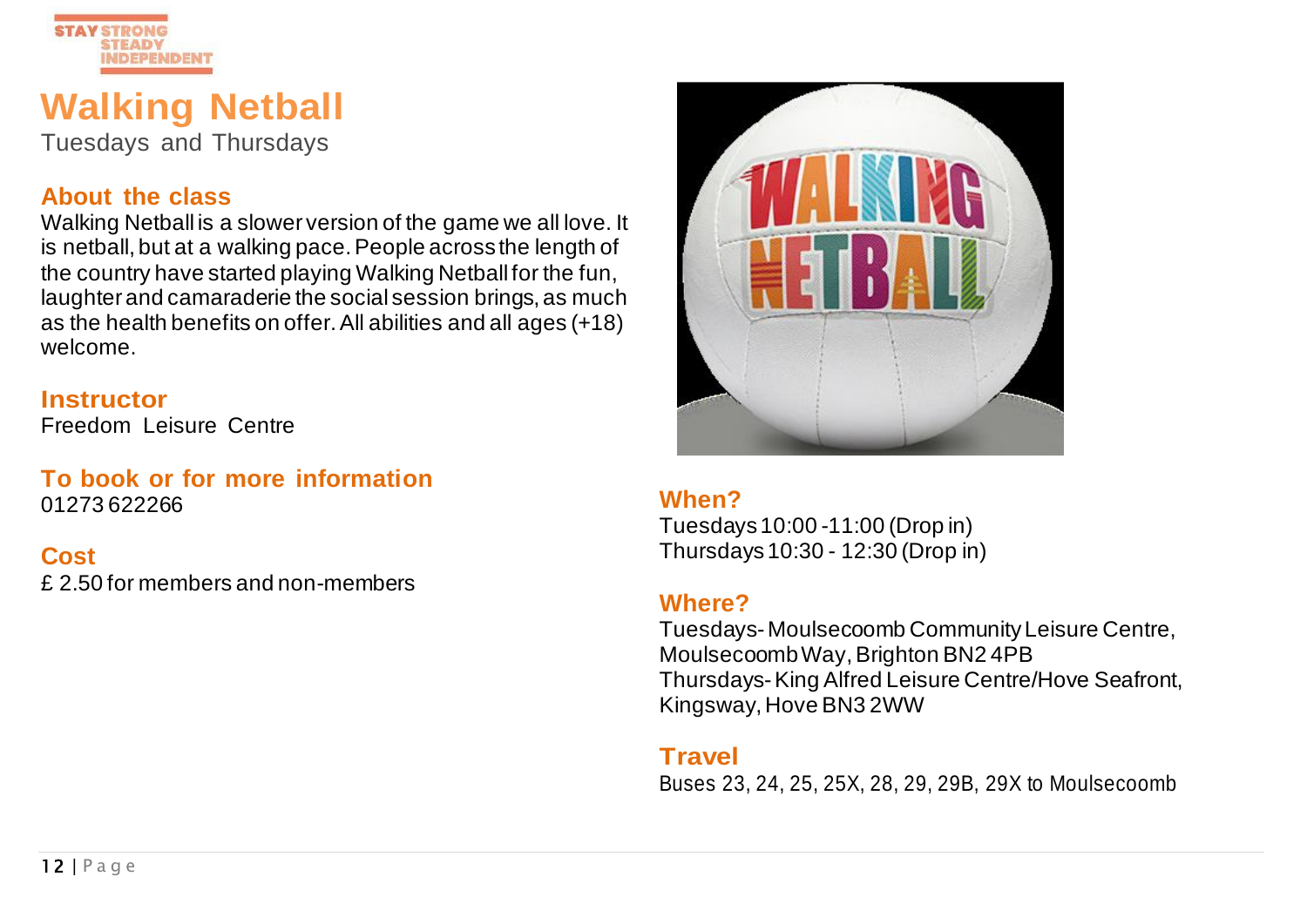# Walking Netball

Tuesdays and Thursdays

### About the class

Walking Netball is a slower version of the game we all love. It is netball, but at a walking pace. People across the length of the country have started playing Walking Netball for the fun, laughter and camaraderie the social session brings, as much as the health benefits on offer. All abilities and all ages (+18) welcome.

### Instructor

Freedom Leisure Centre

### To book or for more information

01273 622266

### Cost

£ 2.50 for members and non-members

### When?

Tuesdays 10:00 -11:00 (Drop in)
Thursdays 10:30 - 12:30 (Drop in)

### Where?

Tuesdays- Moulsecoomb Community Leisure Centre, Moulsecoomb Way, Brighton BN2 4PB
Thursdays- King Alfred Leisure Centre/Hove Seafront, Kingsway, Hove BN3 2WW

### Travel

Buses 23, 24, 25, 25X, 28, 29, 29B, 29X to Moulsecoomb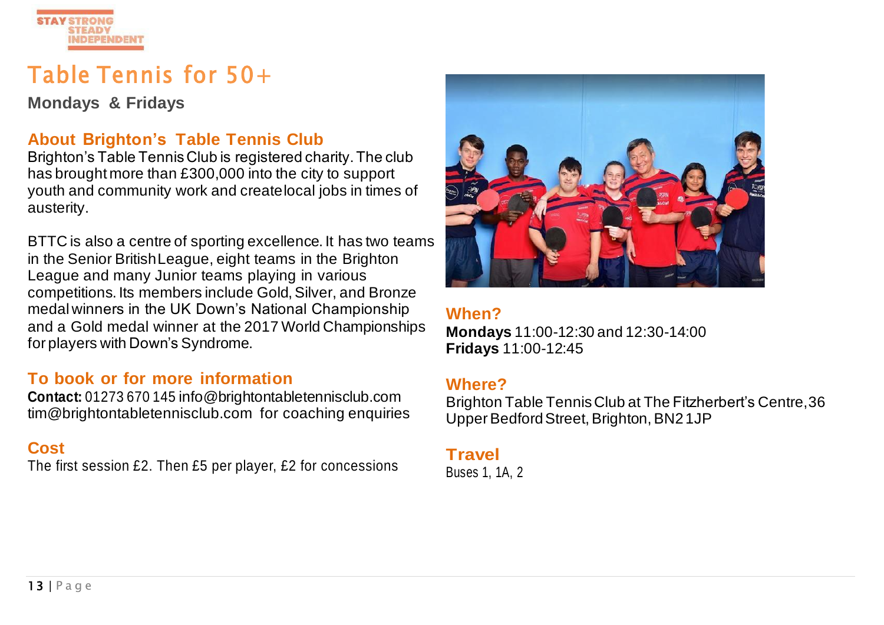# Table Tennis for 50+

**Mondays & Fridays**

## About Brighton's Table Tennis Club

Brighton's Table Tennis Club is registered charity. The club has brought more than £300,000 into the city to support youth and community work and create local jobs in times of austerity.

BTTC is also a centre of sporting excellence. It has two teams in the Senior British League, eight teams in the Brighton League and many Junior teams playing in various competitions. Its members include Gold, Silver, and Bronze medal winners in the UK Down's National Championship and a Gold medal winner at the 2017 World Championships for players with Down's Syndrome.

## To book or for more information

**Contact:** 01273 670 145 info@brightontabletennisclub.com
tim@brightontabletennisclub.com for coaching enquiries

## Cost

The first session £2. Then £5 per player, £2 for concessions

## When?

**Mondays** 11:00-12:30 and 12:30-14:00
**Fridays** 11:00-12:45

## Where?

Brighton Table Tennis Club at The Fitzherbert's Centre, 36 Upper Bedford Street, Brighton, BN2 1JP

## Travel

Buses 1, 1A, 2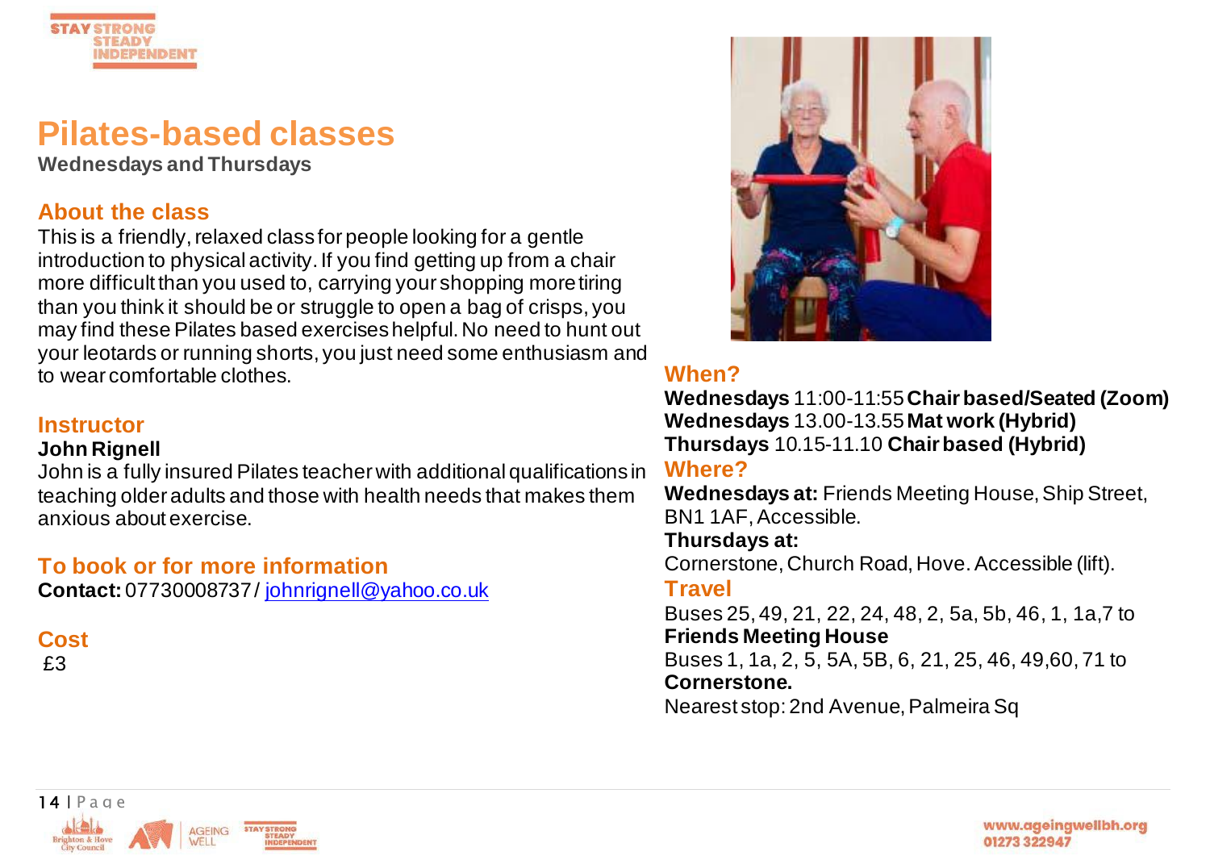# Pilates-based classes

**Wednesdays and Thursdays**

## About the class

This is a friendly, relaxed class for people looking for a gentle introduction to physical activity. If you find getting up from a chair more difficult than you used to, carrying your shopping more tiring than you think it should be or struggle to open a bag of crisps, you may find these Pilates based exercises helpful. No need to hunt out your leotards or running shorts, you just need some enthusiasm and to wear comfortable clothes.

## Instructor

**John Rignell**

John is a fully insured Pilates teacher with additional qualifications in teaching older adults and those with health needs that makes them anxious about exercise.

## To book or for more information

**Contact:** 07730008737 / johnrignell@yahoo.co.uk

## Cost

£3

## When?

**Wednesdays** 11:00-11:55 **Chair based/Seated (Zoom)**
**Wednesdays** 13.00-13.55 **Mat work (Hybrid)**
**Thursdays** 10.15-11.10 **Chair based (Hybrid)**

## Where?

**Wednesdays at:** Friends Meeting House, Ship Street, BN1 1AF, Accessible.

**Thursdays at:**
Cornerstone, Church Road, Hove. Accessible (lift).

## Travel

Buses 25, 49, 21, 22, 24, 48, 2, 5a, 5b, 46, 1, 1a, 7 to **Friends Meeting House**

Buses 1, 1a, 2, 5, 5A, 5B, 6, 21, 25, 46, 49, 60, 71 to **Cornerstone.**

Nearest stop: 2nd Avenue, Palmeira Sq

www.ageingwellbh.org
01273 322947